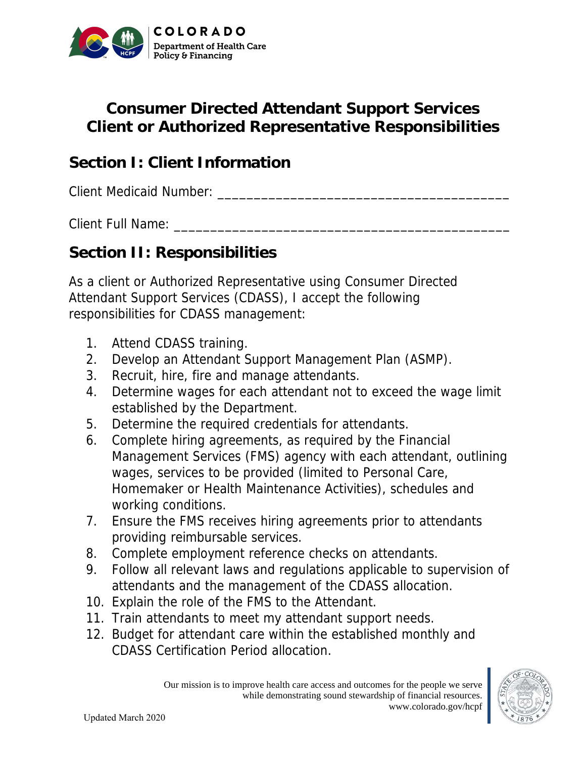COLORADO
Department of Health Care Policy & Financing

# Consumer Directed Attendant Support Services Client or Authorized Representative Responsibilities

## Section I: Client Information

Client Medicaid Number: _______________________________________

Client Full Name: _____________________________________________

## Section II: Responsibilities

As a client or Authorized Representative using Consumer Directed Attendant Support Services (CDASS), I accept the following responsibilities for CDASS management:

1. Attend CDASS training.
2. Develop an Attendant Support Management Plan (ASMP).
3. Recruit, hire, fire and manage attendants.
4. Determine wages for each attendant not to exceed the wage limit established by the Department.
5. Determine the required credentials for attendants.
6. Complete hiring agreements, as required by the Financial Management Services (FMS) agency with each attendant, outlining wages, services to be provided (limited to Personal Care, Homemaker or Health Maintenance Activities), schedules and working conditions.
7. Ensure the FMS receives hiring agreements prior to attendants providing reimbursable services.
8. Complete employment reference checks on attendants.
9. Follow all relevant laws and regulations applicable to supervision of attendants and the management of the CDASS allocation.
10. Explain the role of the FMS to the Attendant.
11. Train attendants to meet my attendant support needs.
12. Budget for attendant care within the established monthly and CDASS Certification Period allocation.

Our mission is to improve health care access and outcomes for the people we serve while demonstrating sound stewardship of financial resources.
www.colorado.gov/hcpf

Updated March 2020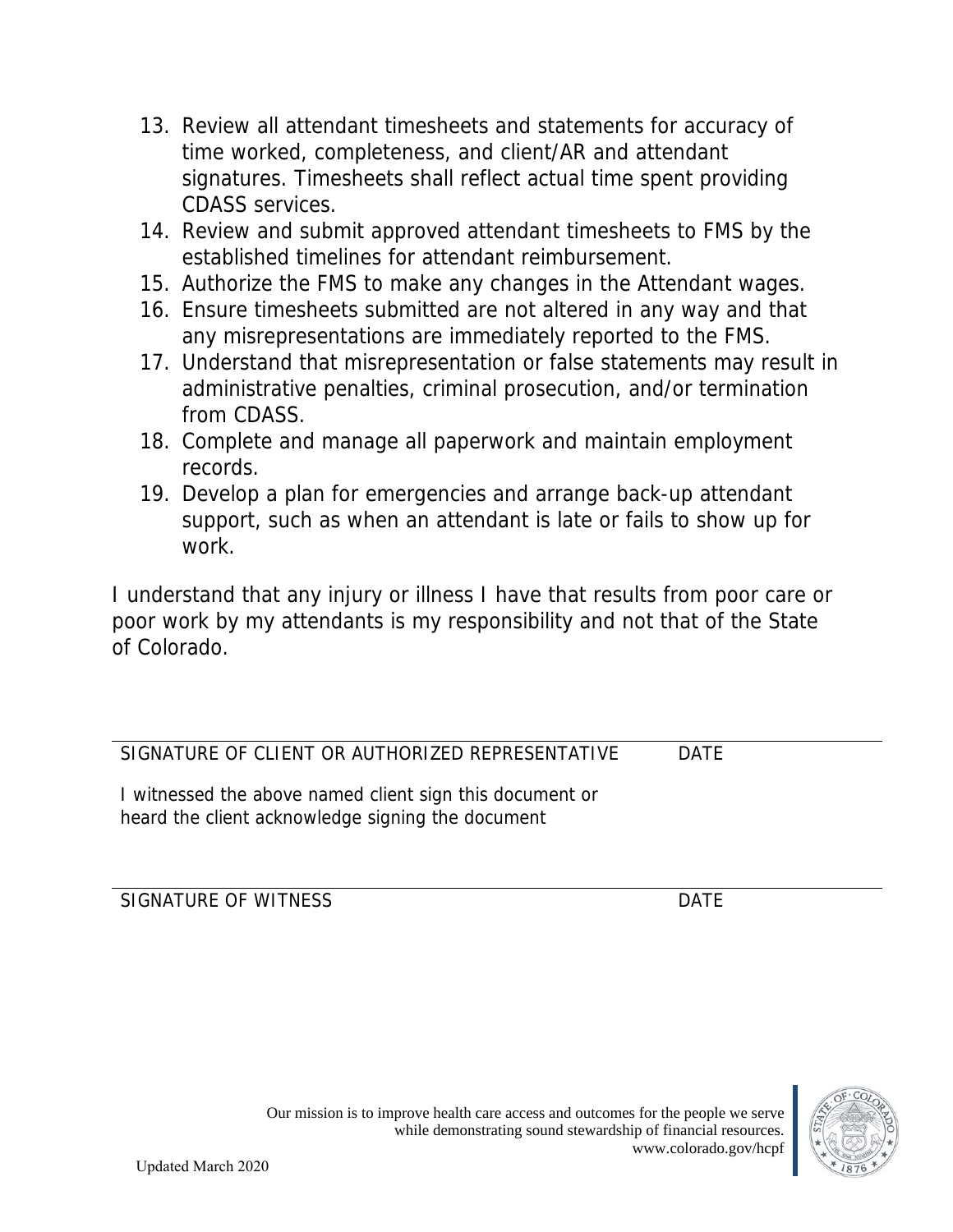13. Review all attendant timesheets and statements for accuracy of time worked, completeness, and client/AR and attendant signatures. Timesheets shall reflect actual time spent providing CDASS services.
14. Review and submit approved attendant timesheets to FMS by the established timelines for attendant reimbursement.
15. Authorize the FMS to make any changes in the Attendant wages.
16. Ensure timesheets submitted are not altered in any way and that any misrepresentations are immediately reported to the FMS.
17. Understand that misrepresentation or false statements may result in administrative penalties, criminal prosecution, and/or termination from CDASS.
18. Complete and manage all paperwork and maintain employment records.
19. Develop a plan for emergencies and arrange back-up attendant support, such as when an attendant is late or fails to show up for work.

I understand that any injury or illness I have that results from poor care or poor work by my attendants is my responsibility and not that of the State of Colorado.

\_\_\_\_\_\_\_\_\_\_\_\_\_\_\_\_\_\_\_\_\_\_\_\_\_\_\_\_\_\_\_\_\_\_\_\_\_\_\_\_\_\_\_\_\_\_\_\_\_\_\_\_\_\_\_\_\_\_

SIGNATURE OF CLIENT OR AUTHORIZED REPRESENTATIVE DATE

I witnessed the above named client sign this document or heard the client acknowledge signing the document

\_\_\_\_\_\_\_\_\_\_\_\_\_\_\_\_\_\_\_\_\_\_\_\_\_\_\_\_\_\_\_\_\_\_\_\_\_\_\_\_\_\_\_\_\_\_\_\_\_\_\_\_\_\_\_\_\_\_

SIGNATURE OF WITNESS DATE

Our mission is to improve health care access and outcomes for the people we serve while demonstrating sound stewardship of financial resources.
www.colorado.gov/hcpf

Updated March 2020